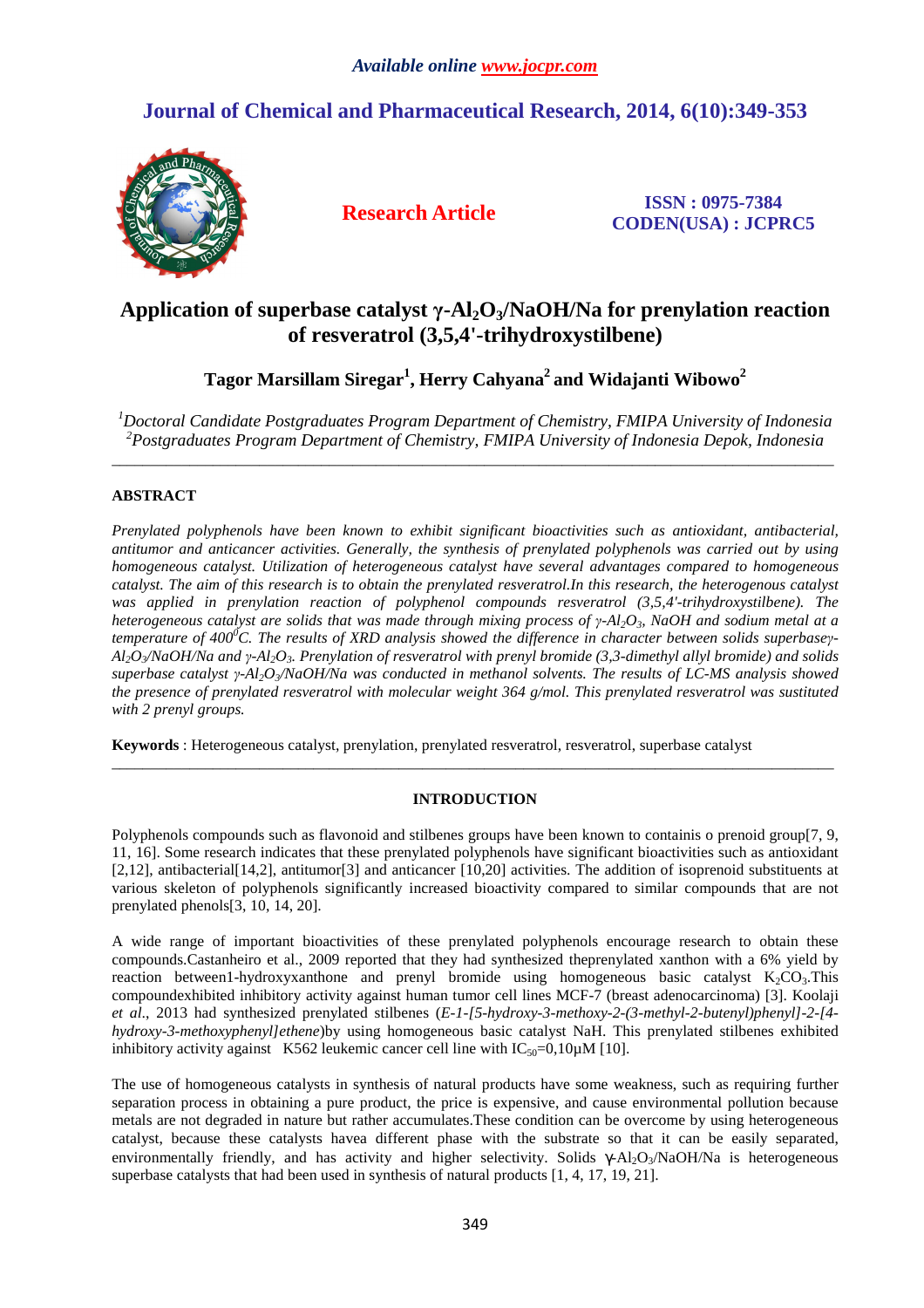*Available online www.jocpr.com*

# Journal of Chemical and Pharmaceutical Research, 2014, 6(10):349-353

**Research Article**

**ISSN : 0975-7384**
**CODEN(USA) : JCPRC5**

# Application of superbase catalyst γ-$Al_2O_3$/NaOH/Na for prenylation reaction of resveratrol (3,5,4'-trihydroxystilbene)

**Tagor Marsillam Siregar[1], Herry Cahyana[2] and Widajanti Wibowo[2]**

*[1]Doctoral Candidate Postgraduates Program Department of Chemistry, FMIPA University of Indonesia*
*[2]Postgraduates Program Department of Chemistry, FMIPA University of Indonesia Depok, Indonesia*

---

## ABSTRACT

*Prenylated polyphenols have been known to exhibit significant bioactivities such as antioxidant, antibacterial, antitumor and anticancer activities. Generally, the synthesis of prenylated polyphenols was carried out by using homogeneous catalyst. Utilization of heterogeneous catalyst have several advantages compared to homogeneous catalyst. The aim of this research is to obtain the prenylated resveratrol.In this research, the heterogenous catalyst was applied in prenylation reaction of polyphenol compounds resveratrol (3,5,4'-trihydroxystilbene). The heterogeneous catalyst are solids that was made through mixing process of γ-$Al_2O_3$, NaOH and sodium metal at a temperature of $400^0$C. The results of XRD analysis showed the difference in character between solids superbaseγ-$Al_2O_3$/NaOH/Na and γ-$Al_2O_3$. Prenylation of resveratrol with prenyl bromide (3,3-dimethyl allyl bromide) and solids superbase catalyst γ-$Al_2O_3$/NaOH/Na was conducted in methanol solvents. The results of LC-MS analysis showed the presence of prenylated resveratrol with molecular weight 364 g/mol. This prenylated resveratrol was sustituted with 2 prenyl groups.*

**Keywords** : Heterogeneous catalyst, prenylation, prenylated resveratrol, resveratrol, superbase catalyst

---

## INTRODUCTION

Polyphenols compounds such as flavonoid and stilbenes groups have been known to containis o prenoid group[7, 9, 11, 16]. Some research indicates that these prenylated polyphenols have significant bioactivities such as antioxidant [2,12], antibacterial[14,2], antitumor[3] and anticancer [10,20] activities. The addition of isoprenoid substituents at various skeleton of polyphenols significantly increased bioactivity compared to similar compounds that are not prenylated phenols[3, 10, 14, 20].

A wide range of important bioactivities of these prenylated polyphenols encourage research to obtain these compounds.Castanheiro et al., 2009 reported that they had synthesized theprenylated xanthon with a 6% yield by reaction between1-hydroxyxanthone and prenyl bromide using homogeneous basic catalyst $K_2CO_3$.This compoundexhibited inhibitory activity against human tumor cell lines MCF-7 (breast adenocarcinoma) [3]. Koolaji *et al*., 2013 had synthesized prenylated stilbenes (*E-1-[5-hydroxy-3-methoxy-2-(3-methyl-2-butenyl)phenyl]-2-[4-hydroxy-3-methoxyphenyl]ethene*)by using homogeneous basic catalyst NaH. This prenylated stilbenes exhibited inhibitory activity against K562 leukemic cancer cell line with $IC_{50}$=0,10μM [10].

The use of homogeneous catalysts in synthesis of natural products have some weakness, such as requiring further separation process in obtaining a pure product, the price is expensive, and cause environmental pollution because metals are not degraded in nature but rather accumulates.These condition can be overcome by using heterogeneous catalyst, because these catalysts havea different phase with the substrate so that it can be easily separated, environmentally friendly, and has activity and higher selectivity. Solids γ-$Al_2O_3$/NaOH/Na is heterogeneous superbase catalysts that had been used in synthesis of natural products [1, 4, 17, 19, 21].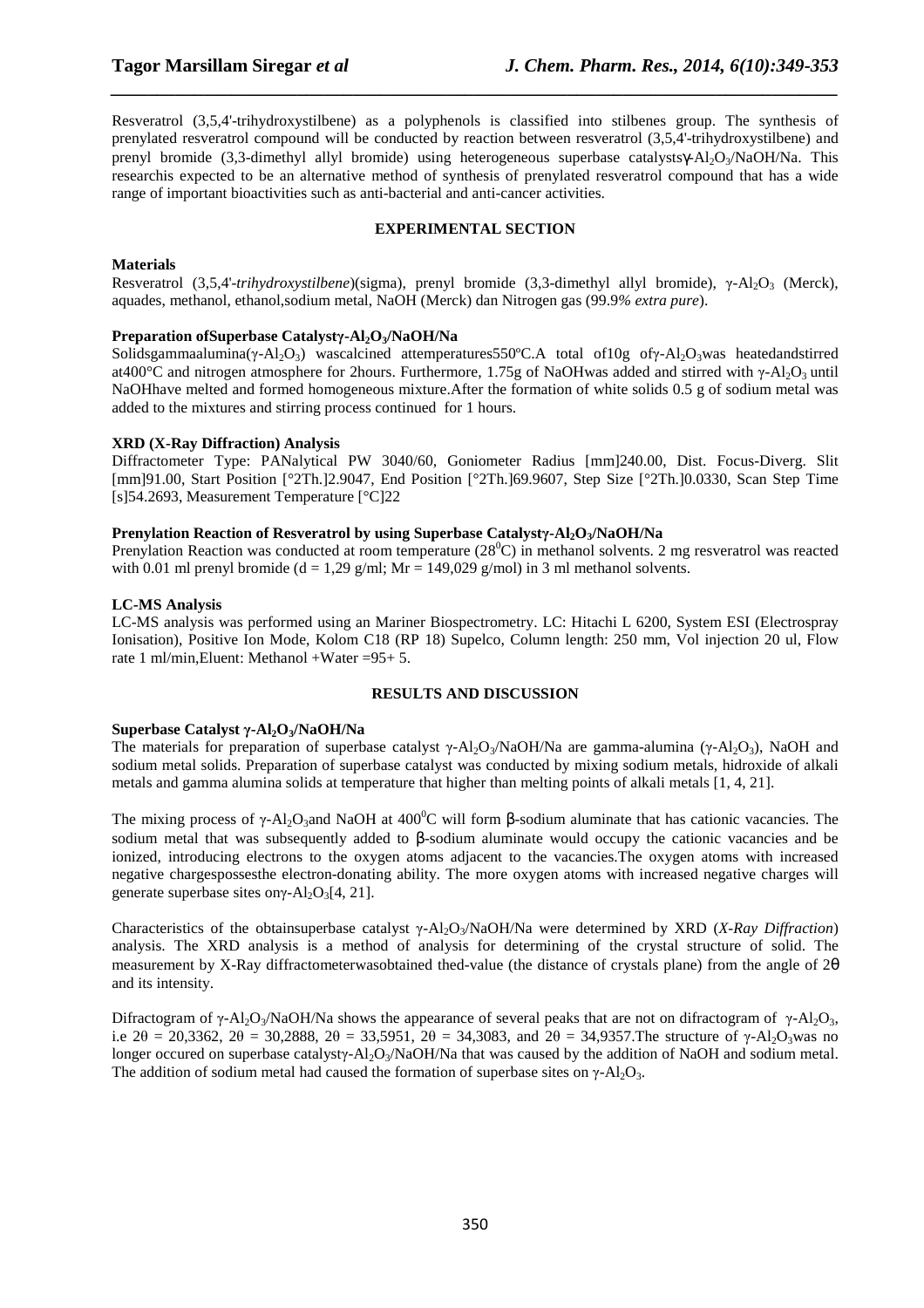Resveratrol (3,5,4'-trihydroxystilbene) as a polyphenols is classified into stilbenes group. The synthesis of prenylated resveratrol compound will be conducted by reaction between resveratrol (3,5,4'-trihydroxystilbene) and prenyl bromide (3,3-dimethyl allyl bromide) using heterogeneous superbase catalysts$\gamma$-$Al_2O_3$/NaOH/Na. This researchis expected to be an alternative method of synthesis of prenylated resveratrol compound that has a wide range of important bioactivities such as anti-bacterial and anti-cancer activities.

## EXPERIMENTAL SECTION

**Materials**

Resveratrol (3,5,4'-*trihydroxystilbene*)(sigma), prenyl bromide (3,3-dimethyl allyl bromide), $\gamma$-$Al_2O_3$ (Merck), aquades, methanol, ethanol,sodium metal, NaOH (Merck) dan Nitrogen gas (99.9*% extra pure*).

**Preparation ofSuperbase Catalyst$\gamma$-$Al_2O_3$/NaOH/Na**

Solidsgammaalumina($\gamma$-$Al_2O_3$) wascalcined attemperatures550ºC.A total of10g of$\gamma$-$Al_2O_3$was heatedandstirred at400°C and nitrogen atmosphere for 2hours. Furthermore, 1.75g of NaOHwas added and stirred with $\gamma$-$Al_2O_3$ until NaOHhave melted and formed homogeneous mixture.After the formation of white solids 0.5 g of sodium metal was added to the mixtures and stirring process continued for 1 hours.

**XRD (X-Ray Diffraction) Analysis**

Diffractometer Type: PANalytical PW 3040/60, Goniometer Radius [mm]240.00, Dist. Focus-Diverg. Slit [mm]91.00, Start Position [°2Th.]2.9047, End Position [°2Th.]69.9607, Step Size [°2Th.]0.0330, Scan Step Time [s]54.2693, Measurement Temperature [°C]22

**Prenylation Reaction of Resveratrol by using Superbase Catalyst$\gamma$-$Al_2O_3$/NaOH/Na**

Prenylation Reaction was conducted at room temperature (28$^0$C) in methanol solvents. 2 mg resveratrol was reacted with 0.01 ml prenyl bromide (d = 1,29 g/ml; Mr = 149,029 g/mol) in 3 ml methanol solvents.

**LC-MS Analysis**

LC-MS analysis was performed using an Mariner Biospectrometry. LC: Hitachi L 6200, System ESI (Electrospray Ionisation), Positive Ion Mode, Kolom C18 (RP 18) Supelco, Column length: 250 mm, Vol injection 20 ul, Flow rate 1 ml/min,Eluent: Methanol +Water =95+ 5.

## RESULTS AND DISCUSSION

**Superbase Catalyst $\gamma$-$Al_2O_3$/NaOH/Na**

The materials for preparation of superbase catalyst $\gamma$-$Al_2O_3$/NaOH/Na are gamma-alumina ($\gamma$-$Al_2O_3$), NaOH and sodium metal solids. Preparation of superbase catalyst was conducted by mixing sodium metals, hidroxide of alkali metals and gamma alumina solids at temperature that higher than melting points of alkali metals [1, 4, 21].

The mixing process of $\gamma$-$Al_2O_3$and NaOH at 400$^0$C will form $\beta$-sodium aluminate that has cationic vacancies. The sodium metal that was subsequently added to $\beta$-sodium aluminate would occupy the cationic vacancies and be ionized, introducing electrons to the oxygen atoms adjacent to the vacancies.The oxygen atoms with increased negative chargespossesthe electron-donating ability. The more oxygen atoms with increased negative charges will generate superbase sites on$\gamma$-$Al_2O_3$[4, 21].

Characteristics of the obtainsuperbase catalyst $\gamma$-$Al_2O_3$/NaOH/Na were determined by XRD (*X-Ray Diffraction*) analysis. The XRD analysis is a method of analysis for determining of the crystal structure of solid. The measurement by X-Ray diffractometerwasobtained thed-value (the distance of crystals plane) from the angle of $2\theta$ and its intensity.

Difractogram of $\gamma$-$Al_2O_3$/NaOH/Na shows the appearance of several peaks that are not on difractogram of $\gamma$-$Al_2O_3$, i.e $2\theta$ = 20,3362, $2\theta$ = 30,2888, $2\theta$ = 33,5951, $2\theta$ = 34,3083, and $2\theta$ = 34,9357.The structure of $\gamma$-$Al_2O_3$was no longer occured on superbase catalyst$\gamma$-$Al_2O_3$/NaOH/Na that was caused by the addition of NaOH and sodium metal. The addition of sodium metal had caused the formation of superbase sites on $\gamma$-$Al_2O_3$.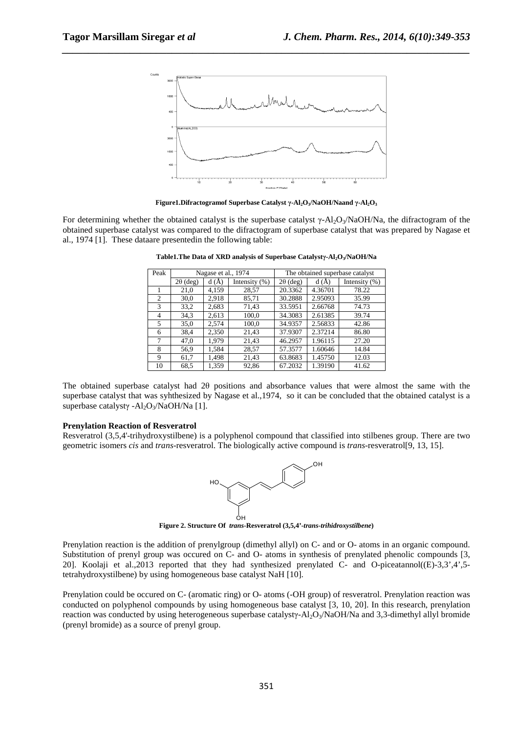**Figure1.Difractogramof Superbase Catalyst γ-$Al_2O_3$/NaOH/Naand γ-$Al_2O_3$**

For determining whether the obtained catalyst is the superbase catalyst γ-$Al_2O_3$/NaOH/Na, the difractogram of the obtained superbase catalyst was compared to the difractogram of superbase catalyst that was prepared by Nagase et al., 1974 [1]. These dataare presentedin the following table:

**Table1.The Data of XRD analysis of Superbase Catalystγ-$Al_2O_3$/NaOH/Na**

| Peak | Nagase et al., 1974 | | | The obtained superbase catalyst | | |
|---|---|---|---|---|---|---|
| | 2θ (deg) | d (Å) | Intensity (%) | 2θ (deg) | d (Å) | Intensity (%) |
| 1 | 21,0 | 4,159 | 28,57 | 20.3362 | 4.36701 | 78.22 |
| 2 | 30,0 | 2,918 | 85,71 | 30.2888 | 2.95093 | 35.99 |
| 3 | 33,2 | 2,683 | 71,43 | 33.5951 | 2.66768 | 74.73 |
| 4 | 34,3 | 2,613 | 100,0 | 34.3083 | 2.61385 | 39.74 |
| 5 | 35,0 | 2,574 | 100,0 | 34.9357 | 2.56833 | 42.86 |
| 6 | 38,4 | 2,350 | 21,43 | 37.9307 | 2.37214 | 86.80 |
| 7 | 47,0 | 1,979 | 21,43 | 46.2957 | 1.96115 | 27.20 |
| 8 | 56,9 | 1,584 | 28,57 | 57.3577 | 1.60646 | 14.84 |
| 9 | 61,7 | 1,498 | 21,43 | 63.8683 | 1.45750 | 12.03 |
| 10 | 68,5 | 1,359 | 92,86 | 67.2032 | 1.39190 | 41.62 |

The obtained superbase catalyst had 2θ positions and absorbance values that were almost the same with the superbase catalyst that was syhthesized by Nagase et al.,1974, so it can be concluded that the obtained catalyst is a superbase catalystγ -$Al_2O_3$/NaOH/Na [1].

**Prenylation Reaction of Resveratrol**

Resveratrol (3,5,4'-trihydroxystilbene) is a polyphenol compound that classified into stilbenes group. There are two geometric isomers *cis* and *trans*-resveratrol. The biologically active compound is *trans*-resveratrol[9, 13, 15].

**Figure 2. Structure Of *trans*-Resveratrol (3,5,4'-*trans-trihidroxystilbene*)**

Prenylation reaction is the addition of prenylgroup (dimethyl allyl) on C- and or O- atoms in an organic compound. Substitution of prenyl group was occured on C- and O- atoms in synthesis of prenylated phenolic compounds [3, 20]. Koolaji et al.,2013 reported that they had synthesized prenylated C- and O-piceatannol((E)-3,3',4',5-tetrahydroxystilbene) by using homogeneous base catalyst NaH [10].

Prenylation could be occured on C- (aromatic ring) or O- atoms (-OH group) of resveratrol. Prenylation reaction was conducted on polyphenol compounds by using homogeneous base catalyst [3, 10, 20]. In this research, prenylation reaction was conducted by using heterogeneous superbase catalystγ-$Al_2O_3$/NaOH/Na and 3,3-dimethyl allyl bromide (prenyl bromide) as a source of prenyl group.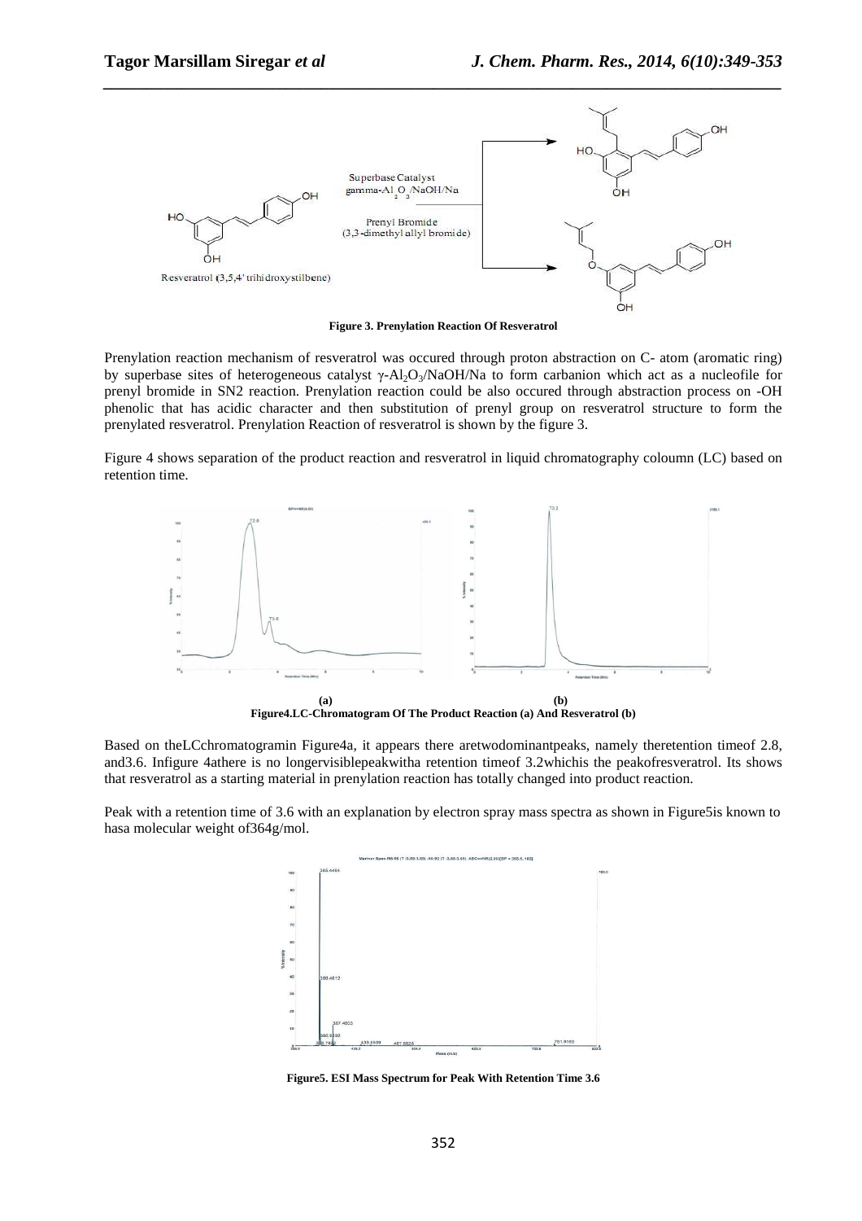**Figure 3. Prenylation Reaction Of Resveratrol**

Prenylation reaction mechanism of resveratrol was occured through proton abstraction on C- atom (aromatic ring) by superbase sites of heterogeneous catalyst $\gamma$-$Al_2O_3$/NaOH/Na to form carbanion which act as a nucleofile for prenyl bromide in SN2 reaction. Prenylation reaction could be also occured through abstraction process on -OH phenolic that has acidic character and then substitution of prenyl group on resveratrol structure to form the prenylated resveratrol. Prenylation Reaction of resveratrol is shown by the figure 3.

Figure 4 shows separation of the product reaction and resveratrol in liquid chromatography coloumn (LC) based on retention time.

**(a) (b)**
**Figure4.LC-Chromatogram Of The Product Reaction (a) And Resveratrol (b)**

Based on theLCchromatogramin Figure4a, it appears there aretwodominantpeaks, namely theretention timeof 2.8, and3.6. Infigure 4athere is no longervisiblepeakwitha retention timeof 3.2whichis the peakofresveratrol. Its shows that resveratrol as a starting material in prenylation reaction has totally changed into product reaction.

Peak with a retention time of 3.6 with an explanation by electron spray mass spectra as shown in Figure5is known to hasa molecular weight of364g/mol.

**Figure5. ESI Mass Spectrum for Peak With Retention Time 3.6**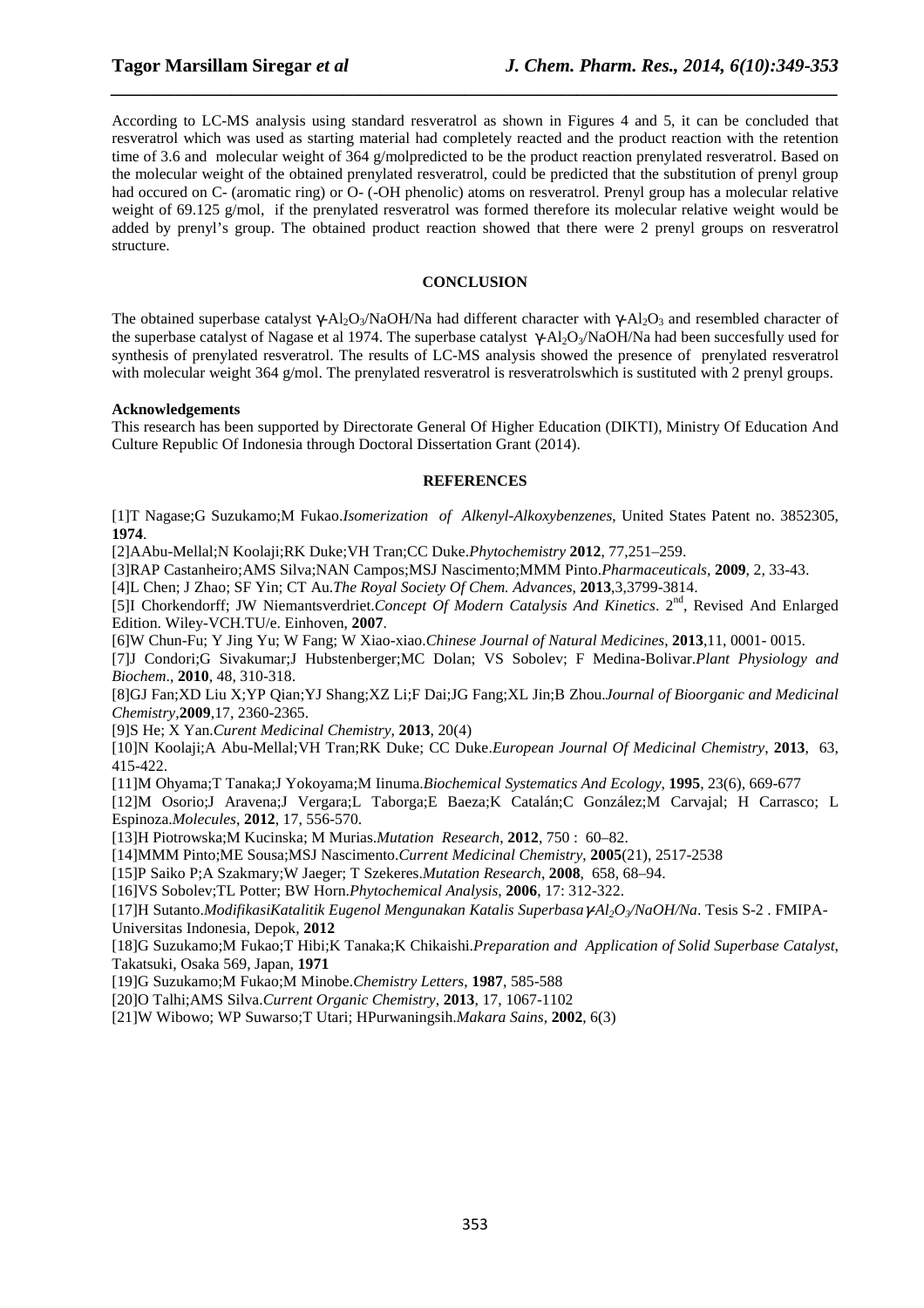According to LC-MS analysis using standard resveratrol as shown in Figures 4 and 5, it can be concluded that resveratrol which was used as starting material had completely reacted and the product reaction with the retention time of 3.6 and molecular weight of 364 g/molpredicted to be the product reaction prenylated resveratrol. Based on the molecular weight of the obtained prenylated resveratrol, could be predicted that the substitution of prenyl group had occured on C- (aromatic ring) or O- (-OH phenolic) atoms on resveratrol. Prenyl group has a molecular relative weight of 69.125 g/mol, if the prenylated resveratrol was formed therefore its molecular relative weight would be added by prenyl's group. The obtained product reaction showed that there were 2 prenyl groups on resveratrol structure.

## CONCLUSION

The obtained superbase catalyst $\gamma$-$Al_2O_3$/NaOH/Na had different character with $\gamma$-$Al_2O_3$ and resembled character of the superbase catalyst of Nagase et al 1974. The superbase catalyst $\gamma$-$Al_2O_3$/NaOH/Na had been succesfully used for synthesis of prenylated resveratrol. The results of LC-MS analysis showed the presence of prenylated resveratrol with molecular weight 364 g/mol. The prenylated resveratrol is resveratrolswhich is sustituted with 2 prenyl groups.

**Acknowledgements**

This research has been supported by Directorate General Of Higher Education (DIKTI), Ministry Of Education And Culture Republic Of Indonesia through Doctoral Dissertation Grant (2014).

## REFERENCES

[1]T Nagase;G Suzukamo;M Fukao.*Isomerization of Alkenyl-Alkoxybenzenes*, United States Patent no. 3852305, **1974**.

[2]AAbu-Mellal;N Koolaji;RK Duke;VH Tran;CC Duke.*Phytochemistry* **2012**, 77,251–259.

[3]RAP Castanheiro;AMS Silva;NAN Campos;MSJ Nascimento;MMM Pinto.*Pharmaceuticals*, **2009**, 2, 33-43.

[4]L Chen; J Zhao; SF Yin; CT Au.*The Royal Society Of Chem. Advances*, **2013**,3,3799-3814.

[5]I Chorkendorff; JW Niemantsverdriet.*Concept Of Modern Catalysis And Kinetics*. 2nd, Revised And Enlarged Edition. Wiley-VCH.TU/e. Einhoven, **2007**.

[6]W Chun-Fu; Y Jing Yu; W Fang; W Xiao-xiao.*Chinese Journal of Natural Medicines*, **2013**,11, 0001- 0015.

[7]J Condori;G Sivakumar;J Hubstenberger;MC Dolan; VS Sobolev; F Medina-Bolivar.*Plant Physiology and Biochem*., **2010**, 48, 310-318.

[8]GJ Fan;XD Liu X;YP Qian;YJ Shang;XZ Li;F Dai;JG Fang;XL Jin;B Zhou.*Journal of Bioorganic and Medicinal Chemistry*,**2009**,17, 2360-2365.

[9]S He; X Yan.*Curent Medicinal Chemistry*, **2013**, 20(4)

[10]N Koolaji;A Abu-Mellal;VH Tran;RK Duke; CC Duke.*European Journal Of Medicinal Chemistry*, **2013**, 63, 415-422.

[11]M Ohyama;T Tanaka;J Yokoyama;M Iinuma.*Biochemical Systematics And Ecology*, **1995**, 23(6), 669-677

[12]M Osorio;J Aravena;J Vergara;L Taborga;E Baeza;K Catalán;C González;M Carvajal; H Carrasco; L Espinoza.*Molecules*, **2012**, 17, 556-570.

[13]H Piotrowska; M Kucinska; M Murias.*Mutation Research*, **2012**, 750 : 60–82.

[14]MMM Pinto;ME Sousa;MSJ Nascimento.*Current Medicinal Chemistry*, **2005**(21), 2517-2538

[15]P Saiko P;A Szakmary;W Jaeger; T Szekeres.*Mutation Research*, **2008**, 658, 68–94.

[16]VS Sobolev;TL Potter; BW Horn.*Phytochemical Analysis*, **2006**, 17: 312-322.

[17]H Sutanto.*ModifikasiKatalitik Eugenol Mengunakan Katalis Superbasa$\gamma$-$Al_2O_3$/NaOH/Na*. Tesis S-2 . FMIPA-Universitas Indonesia, Depok, **2012**

[18]G Suzukamo;M Fukao;T Hibi;K Tanaka;K Chikaishi.*Preparation and Application of Solid Superbase Catalyst*, Takatsuki, Osaka 569, Japan, **1971**

[19]G Suzukamo;M Fukao;M Minobe.*Chemistry Letters*, **1987**, 585-588

[20]O Talhi;AMS Silva.*Current Organic Chemistry*, **2013**, 17, 1067-1102

[21]W Wibowo; WP Suwarso;T Utari; HPurwaningsih.*Makara Sains*, **2002**, 6(3)